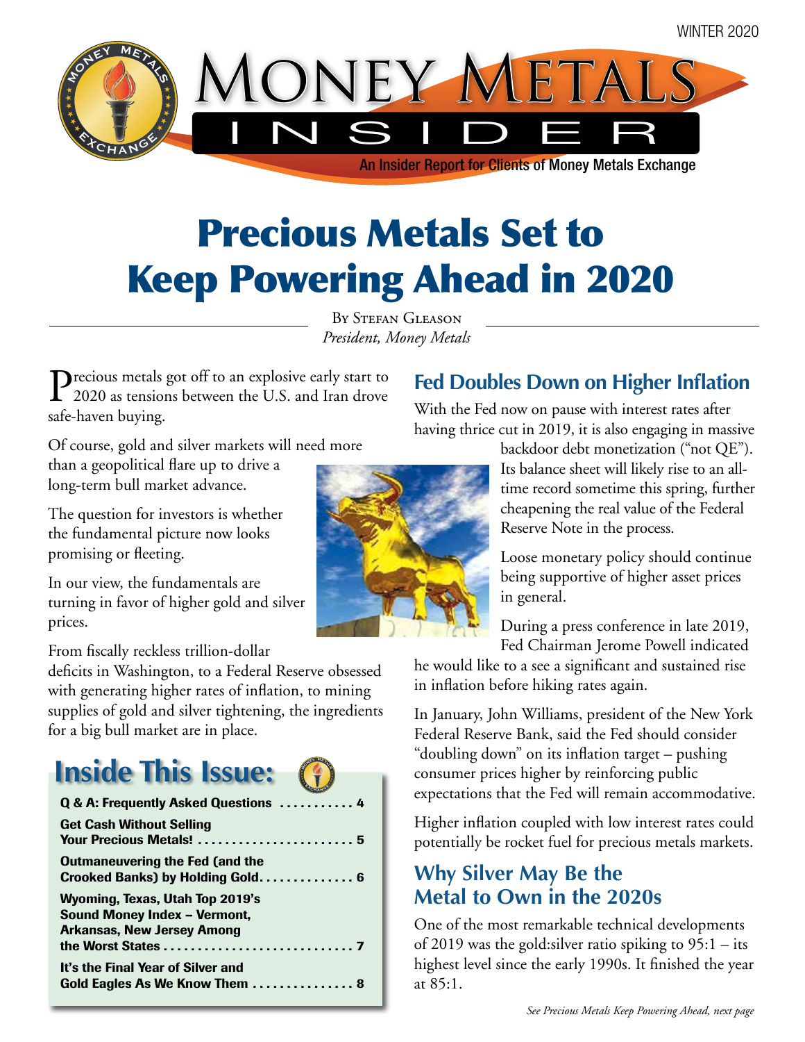WINTER 2020

# Money Metals Insider

An Insider Report for Clients of Money Metals Exchange

# Precious Metals Set to Keep Powering Ahead in 2020

By Stefan Gleason
*President, Money Metals*

Precious metals got off to an explosive early start to 2020 as tensions between the U.S. and Iran drove safe-haven buying.

Of course, gold and silver markets will need more than a geopolitical flare up to drive a long-term bull market advance.

The question for investors is whether the fundamental picture now looks promising or fleeting.

In our view, the fundamentals are turning in favor of higher gold and silver prices.

From fiscally reckless trillion-dollar deficits in Washington, to a Federal Reserve obsessed with generating higher rates of inflation, to mining supplies of gold and silver tightening, the ingredients for a big bull market are in place.

## Inside This Issue:

- **Q & A: Frequently Asked Questions** ........... 4
- **Get Cash Without Selling Your Precious Metals!** ........... 5
- **Outmaneuvering the Fed (and the Crooked Banks) by Holding Gold** ........... 6
- **Wyoming, Texas, Utah Top 2019's Sound Money Index – Vermont, Arkansas, New Jersey Among the Worst States** ........... 7
- **It's the Final Year of Silver and Gold Eagles As We Know Them** ........... 8

## Fed Doubles Down on Higher Inflation

With the Fed now on pause with interest rates after having thrice cut in 2019, it is also engaging in massive backdoor debt monetization ("not QE"). Its balance sheet will likely rise to an all-time record sometime this spring, further cheapening the real value of the Federal Reserve Note in the process.

Loose monetary policy should continue being supportive of higher asset prices in general.

During a press conference in late 2019, Fed Chairman Jerome Powell indicated he would like to a see a significant and sustained rise in inflation before hiking rates again.

In January, John Williams, president of the New York Federal Reserve Bank, said the Fed should consider "doubling down" on its inflation target – pushing consumer prices higher by reinforcing public expectations that the Fed will remain accommodative.

Higher inflation coupled with low interest rates could potentially be rocket fuel for precious metals markets.

## Why Silver May Be the Metal to Own in the 2020s

One of the most remarkable technical developments of 2019 was the gold:silver ratio spiking to 95:1 – its highest level since the early 1990s. It finished the year at 85:1.

*See Precious Metals Keep Powering Ahead, next page*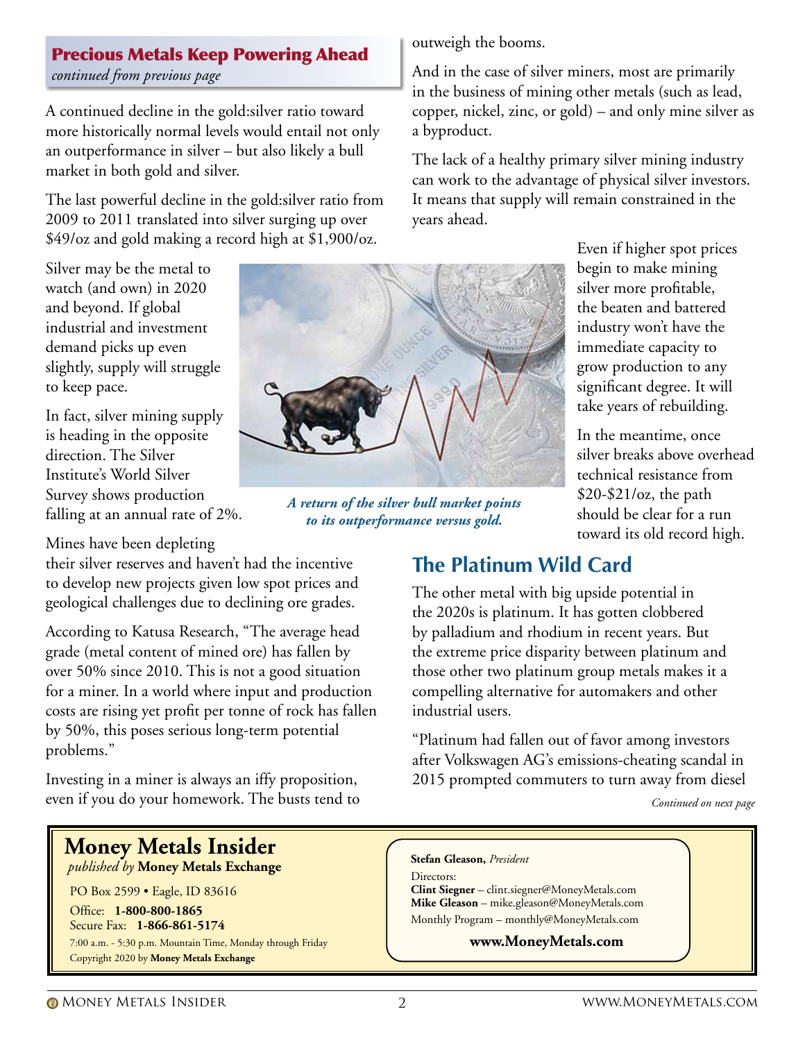## Precious Metals Keep Powering Ahead

*continued from previous page*

A continued decline in the gold:silver ratio toward more historically normal levels would entail not only an outperformance in silver – but also likely a bull market in both gold and silver.

The last powerful decline in the gold:silver ratio from 2009 to 2011 translated into silver surging up over $49/oz and gold making a record high at $1,900/oz.

Silver may be the metal to watch (and own) in 2020 and beyond. If global industrial and investment demand picks up even slightly, supply will struggle to keep pace.

In fact, silver mining supply is heading in the opposite direction. The Silver Institute's World Silver Survey shows production falling at an annual rate of 2%.

*A return of the silver bull market points to its outperformance versus gold.*

Mines have been depleting their silver reserves and haven't had the incentive to develop new projects given low spot prices and geological challenges due to declining ore grades.

According to Katusa Research, "The average head grade (metal content of mined ore) has fallen by over 50% since 2010. This is not a good situation for a miner. In a world where input and production costs are rising yet profit per tonne of rock has fallen by 50%, this poses serious long-term potential problems."

Investing in a miner is always an iffy proposition, even if you do your homework. The busts tend to outweigh the booms.

And in the case of silver miners, most are primarily in the business of mining other metals (such as lead, copper, nickel, zinc, or gold) – and only mine silver as a byproduct.

The lack of a healthy primary silver mining industry can work to the advantage of physical silver investors. It means that supply will remain constrained in the years ahead.

Even if higher spot prices begin to make mining silver more profitable, the beaten and battered industry won't have the immediate capacity to grow production to any significant degree. It will take years of rebuilding.

In the meantime, once silver breaks above overhead technical resistance from $20-$21/oz, the path should be clear for a run toward its old record high.

## The Platinum Wild Card

The other metal with big upside potential in the 2020s is platinum. It has gotten clobbered by palladium and rhodium in recent years. But the extreme price disparity between platinum and those other two platinum group metals makes it a compelling alternative for automakers and other industrial users.

"Platinum had fallen out of favor among investors after Volkswagen AG's emissions-cheating scandal in 2015 prompted commuters to turn away from diesel

*Continued on next page*

---

**Money Metals Insider**
*published by* **Money Metals Exchange**

PO Box 2599 • Eagle, ID 83616
Office: **1-800-800-1865**
Secure Fax: **1-866-861-5174**
7:00 a.m. - 5:30 p.m. Mountain Time, Monday through Friday
Copyright 2020 by **Money Metals Exchange**

**Stefan Gleason,** *President*
Directors:
**Clint Siegner** – clint.siegner@MoneyMetals.com
**Mike Gleason** – mike.gleason@MoneyMetals.com
Monthly Program – monthly@MoneyMetals.com

**www.MoneyMetals.com**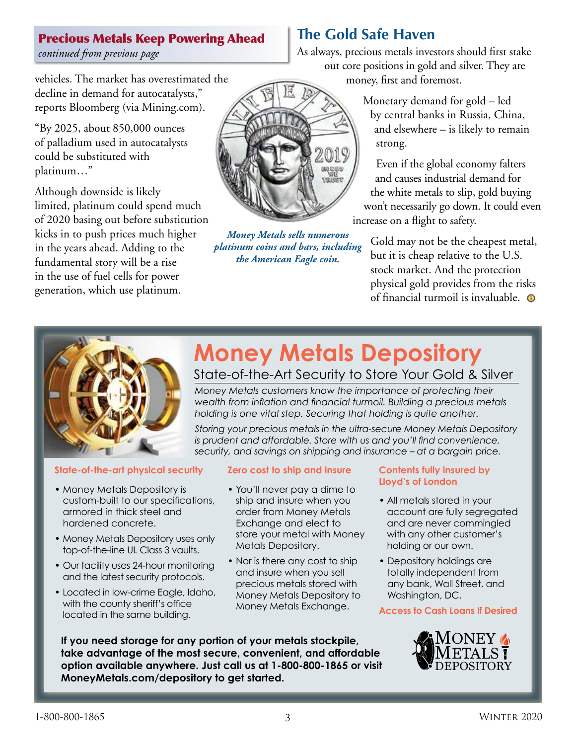## Precious Metals Keep Powering Ahead

*continued from previous page*

vehicles. The market has overestimated the decline in demand for autocatalysts," reports Bloomberg (via Mining.com).

"By 2025, about 850,000 ounces of palladium used in autocatalysts could be substituted with platinum…"

Although downside is likely limited, platinum could spend much of 2020 basing out before substitution kicks in to push prices much higher in the years ahead. Adding to the fundamental story will be a rise in the use of fuel cells for power generation, which use platinum.

*Money Metals sells numerous platinum coins and bars, including the American Eagle coin.*

## The Gold Safe Haven

As always, precious metals investors should first stake out core positions in gold and silver. They are money, first and foremost.

Monetary demand for gold – led by central banks in Russia, China, and elsewhere – is likely to remain strong.

Even if the global economy falters and causes industrial demand for the white metals to slip, gold buying won't necessarily go down. It could even increase on a flight to safety.

Gold may not be the cheapest metal, but it is cheap relative to the U.S. stock market. And the protection physical gold provides from the risks of financial turmoil is invaluable.

# Money Metals Depository

### State-of-the-Art Security to Store Your Gold & Silver

*Money Metals customers know the importance of protecting their wealth from inflation and financial turmoil. Building a precious metals holding is one vital step. Securing that holding is quite another.*

*Storing your precious metals in the ultra-secure Money Metals Depository is prudent and affordable. Store with us and you'll find convenience, security, and savings on shipping and insurance – at a bargain price.*

**State-of-the-art physical security**

- Money Metals Depository is custom-built to our specifications, armored in thick steel and hardened concrete.
- Money Metals Depository uses only top-of-the-line UL Class 3 vaults.
- Our facility uses 24-hour monitoring and the latest security protocols.
- Located in low-crime Eagle, Idaho, with the county sheriff's office located in the same building.

**Zero cost to ship and insure**

- You'll never pay a dime to ship and insure when you order from Money Metals Exchange and elect to store your metal with Money Metals Depository.
- Nor is there any cost to ship and insure when you sell precious metals stored with Money Metals Depository to Money Metals Exchange.

**Contents fully insured by Lloyd's of London**

- All metals stored in your account are fully segregated and are never commingled with any other customer's holding or our own.
- Depository holdings are totally independent from any bank, Wall Street, and Washington, DC.

**Access to Cash Loans If Desired**

**If you need storage for any portion of your metals stockpile, take advantage of the most secure, convenient, and affordable option available anywhere. Just call us at 1-800-800-1865 or visit MoneyMetals.com/depository to get started.**

MONEY METALS DEPOSITORY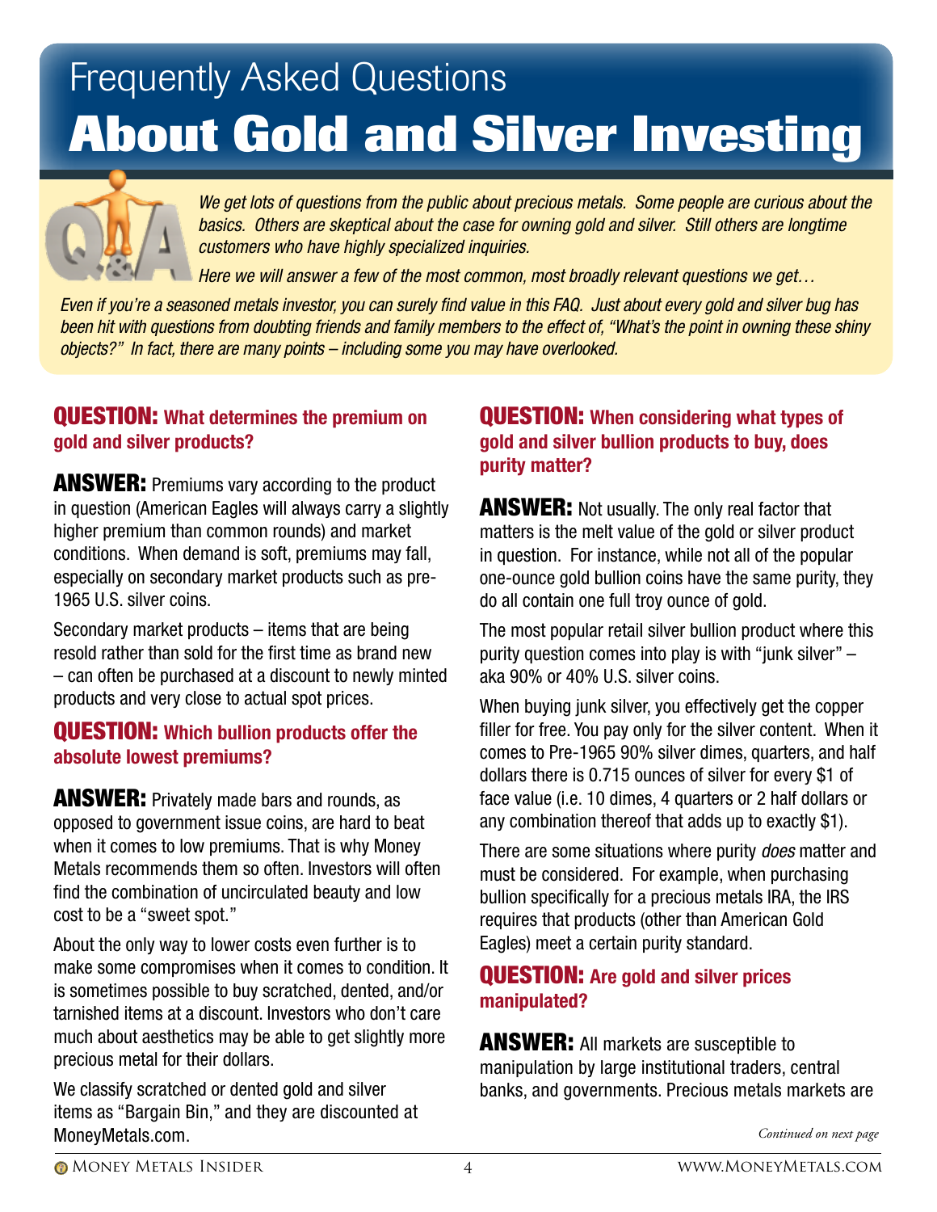Frequently Asked Questions

# About Gold and Silver Investing

*We get lots of questions from the public about precious metals. Some people are curious about the basics. Others are skeptical about the case for owning gold and silver. Still others are longtime customers who have highly specialized inquiries.*

*Here we will answer a few of the most common, most broadly relevant questions we get…*

*Even if you're a seasoned metals investor, you can surely find value in this FAQ. Just about every gold and silver bug has been hit with questions from doubting friends and family members to the effect of, "What's the point in owning these shiny objects?" In fact, there are many points – including some you may have overlooked.*

### QUESTION: What determines the premium on gold and silver products?

**ANSWER:** Premiums vary according to the product in question (American Eagles will always carry a slightly higher premium than common rounds) and market conditions. When demand is soft, premiums may fall, especially on secondary market products such as pre-1965 U.S. silver coins.

Secondary market products – items that are being resold rather than sold for the first time as brand new – can often be purchased at a discount to newly minted products and very close to actual spot prices.

### QUESTION: Which bullion products offer the absolute lowest premiums?

**ANSWER:** Privately made bars and rounds, as opposed to government issue coins, are hard to beat when it comes to low premiums. That is why Money Metals recommends them so often. Investors will often find the combination of uncirculated beauty and low cost to be a "sweet spot."

About the only way to lower costs even further is to make some compromises when it comes to condition. It is sometimes possible to buy scratched, dented, and/or tarnished items at a discount. Investors who don't care much about aesthetics may be able to get slightly more precious metal for their dollars.

We classify scratched or dented gold and silver items as "Bargain Bin," and they are discounted at MoneyMetals.com.

### QUESTION: When considering what types of gold and silver bullion products to buy, does purity matter?

**ANSWER:** Not usually. The only real factor that matters is the melt value of the gold or silver product in question. For instance, while not all of the popular one-ounce gold bullion coins have the same purity, they do all contain one full troy ounce of gold.

The most popular retail silver bullion product where this purity question comes into play is with "junk silver" – aka 90% or 40% U.S. silver coins.

When buying junk silver, you effectively get the copper filler for free. You pay only for the silver content. When it comes to Pre-1965 90% silver dimes, quarters, and half dollars there is 0.715 ounces of silver for every $1 of face value (i.e. 10 dimes, 4 quarters or 2 half dollars or any combination thereof that adds up to exactly $1).

There are some situations where purity *does* matter and must be considered. For example, when purchasing bullion specifically for a precious metals IRA, the IRS requires that products (other than American Gold Eagles) meet a certain purity standard.

### QUESTION: Are gold and silver prices manipulated?

**ANSWER:** All markets are susceptible to manipulation by large institutional traders, central banks, and governments. Precious metals markets are

*Continued on next page*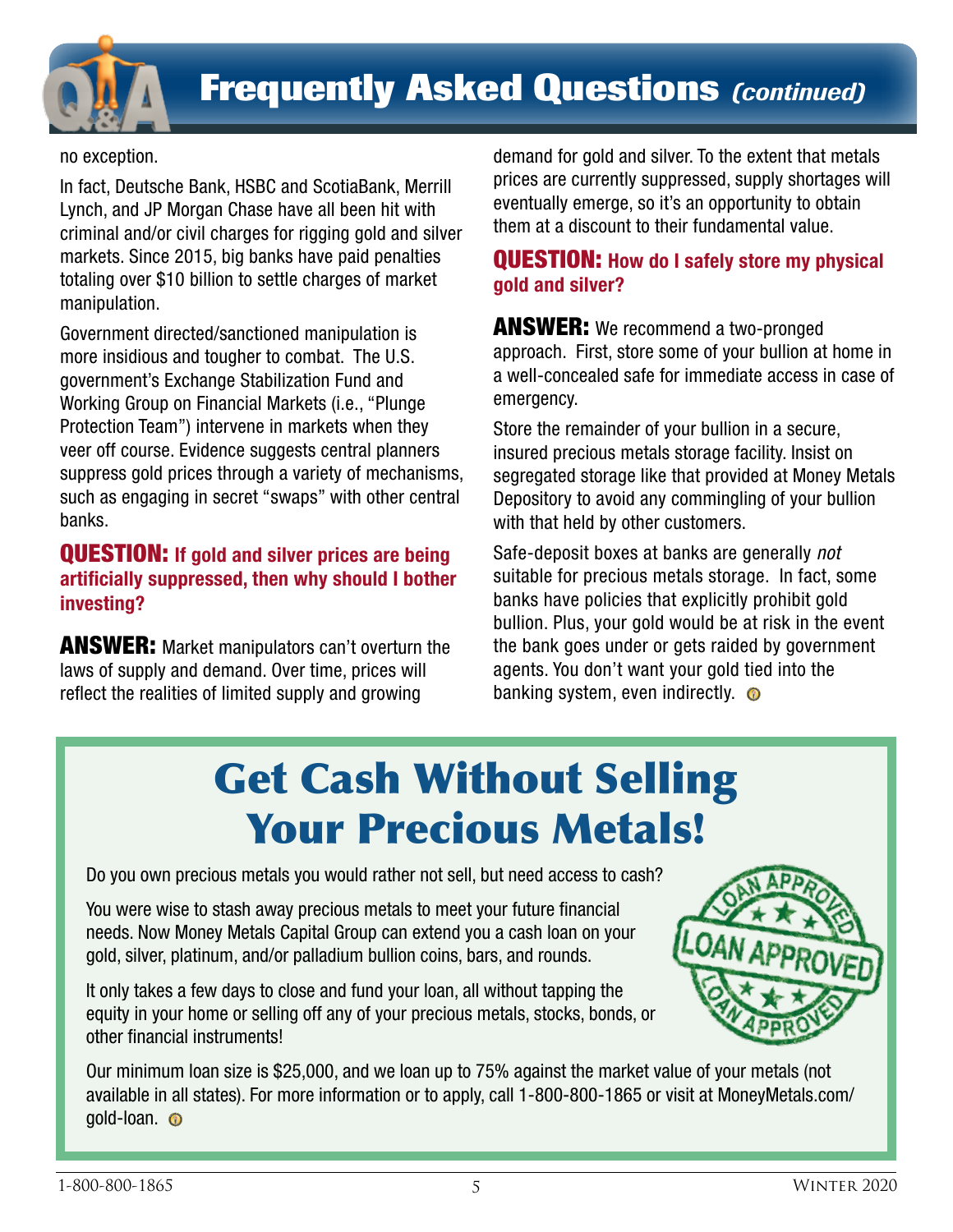# Frequently Asked Questions *(continued)*

no exception.

In fact, Deutsche Bank, HSBC and ScotiaBank, Merrill Lynch, and JP Morgan Chase have all been hit with criminal and/or civil charges for rigging gold and silver markets. Since 2015, big banks have paid penalties totaling over $10 billion to settle charges of market manipulation.

Government directed/sanctioned manipulation is more insidious and tougher to combat. The U.S. government's Exchange Stabilization Fund and Working Group on Financial Markets (i.e., "Plunge Protection Team") intervene in markets when they veer off course. Evidence suggests central planners suppress gold prices through a variety of mechanisms, such as engaging in secret "swaps" with other central banks.

**QUESTION: If gold and silver prices are being artificially suppressed, then why should I bother investing?**

**ANSWER:** Market manipulators can't overturn the laws of supply and demand. Over time, prices will reflect the realities of limited supply and growing demand for gold and silver. To the extent that metals prices are currently suppressed, supply shortages will eventually emerge, so it's an opportunity to obtain them at a discount to their fundamental value.

**QUESTION: How do I safely store my physical gold and silver?**

**ANSWER:** We recommend a two-pronged approach. First, store some of your bullion at home in a well-concealed safe for immediate access in case of emergency.

Store the remainder of your bullion in a secure, insured precious metals storage facility. Insist on segregated storage like that provided at Money Metals Depository to avoid any commingling of your bullion with that held by other customers.

Safe-deposit boxes at banks are generally *not* suitable for precious metals storage. In fact, some banks have policies that explicitly prohibit gold bullion. Plus, your gold would be at risk in the event the bank goes under or gets raided by government agents. You don't want your gold tied into the banking system, even indirectly.

## Get Cash Without Selling Your Precious Metals!

Do you own precious metals you would rather not sell, but need access to cash?

You were wise to stash away precious metals to meet your future financial needs. Now Money Metals Capital Group can extend you a cash loan on your gold, silver, platinum, and/or palladium bullion coins, bars, and rounds.

It only takes a few days to close and fund your loan, all without tapping the equity in your home or selling off any of your precious metals, stocks, bonds, or other financial instruments!

Our minimum loan size is $25,000, and we loan up to 75% against the market value of your metals (not available in all states). For more information or to apply, call 1-800-800-1865 or visit at MoneyMetals.com/gold-loan.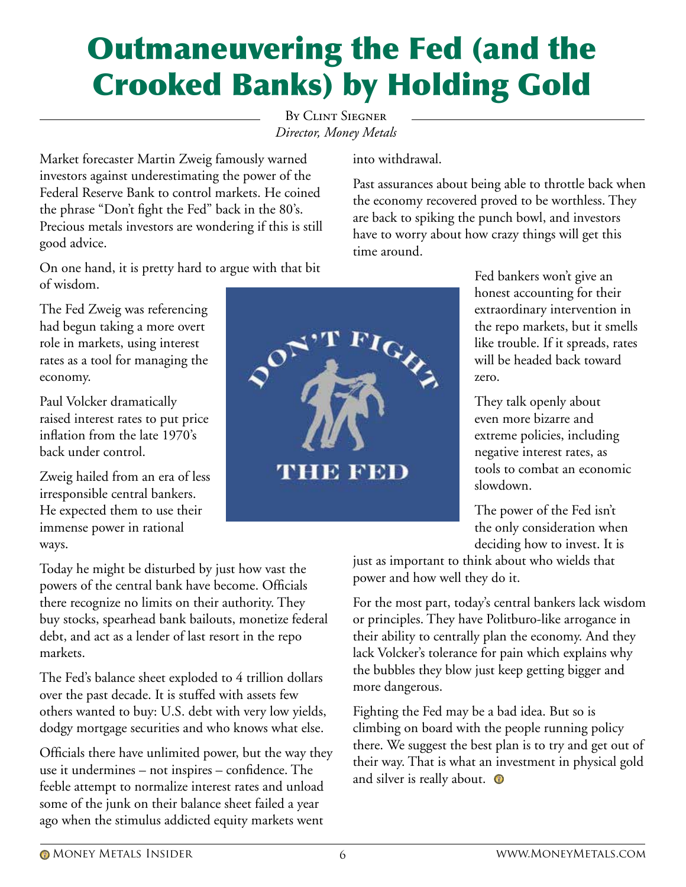# Outmaneuvering the Fed (and the Crooked Banks) by Holding Gold

By Clint Siegner
*Director, Money Metals*

Market forecaster Martin Zweig famously warned investors against underestimating the power of the Federal Reserve Bank to control markets. He coined the phrase "Don't fight the Fed" back in the 80's. Precious metals investors are wondering if this is still good advice.

On one hand, it is pretty hard to argue with that bit of wisdom.

The Fed Zweig was referencing had begun taking a more overt role in markets, using interest rates as a tool for managing the economy.

Paul Volcker dramatically raised interest rates to put price inflation from the late 1970's back under control.

Zweig hailed from an era of less irresponsible central bankers. He expected them to use their immense power in rational ways.

Today he might be disturbed by just how vast the powers of the central bank have become. Officials there recognize no limits on their authority. They buy stocks, spearhead bank bailouts, monetize federal debt, and act as a lender of last resort in the repo markets.

The Fed's balance sheet exploded to 4 trillion dollars over the past decade. It is stuffed with assets few others wanted to buy: U.S. debt with very low yields, dodgy mortgage securities and who knows what else.

Officials there have unlimited power, but the way they use it undermines – not inspires – confidence. The feeble attempt to normalize interest rates and unload some of the junk on their balance sheet failed a year ago when the stimulus addicted equity markets went into withdrawal.

Past assurances about being able to throttle back when the economy recovered proved to be worthless. They are back to spiking the punch bowl, and investors have to worry about how crazy things will get this time around.

Fed bankers won't give an honest accounting for their extraordinary intervention in the repo markets, but it smells like trouble. If it spreads, rates will be headed back toward zero.

They talk openly about even more bizarre and extreme policies, including negative interest rates, as tools to combat an economic slowdown.

The power of the Fed isn't the only consideration when deciding how to invest. It is just as important to think about who wields that power and how well they do it.

For the most part, today's central bankers lack wisdom or principles. They have Politburo-like arrogance in their ability to centrally plan the economy. And they lack Volcker's tolerance for pain which explains why the bubbles they blow just keep getting bigger and more dangerous.

Fighting the Fed may be a bad idea. But so is climbing on board with the people running policy there. We suggest the best plan is to try and get out of their way. That is what an investment in physical gold and silver is really about.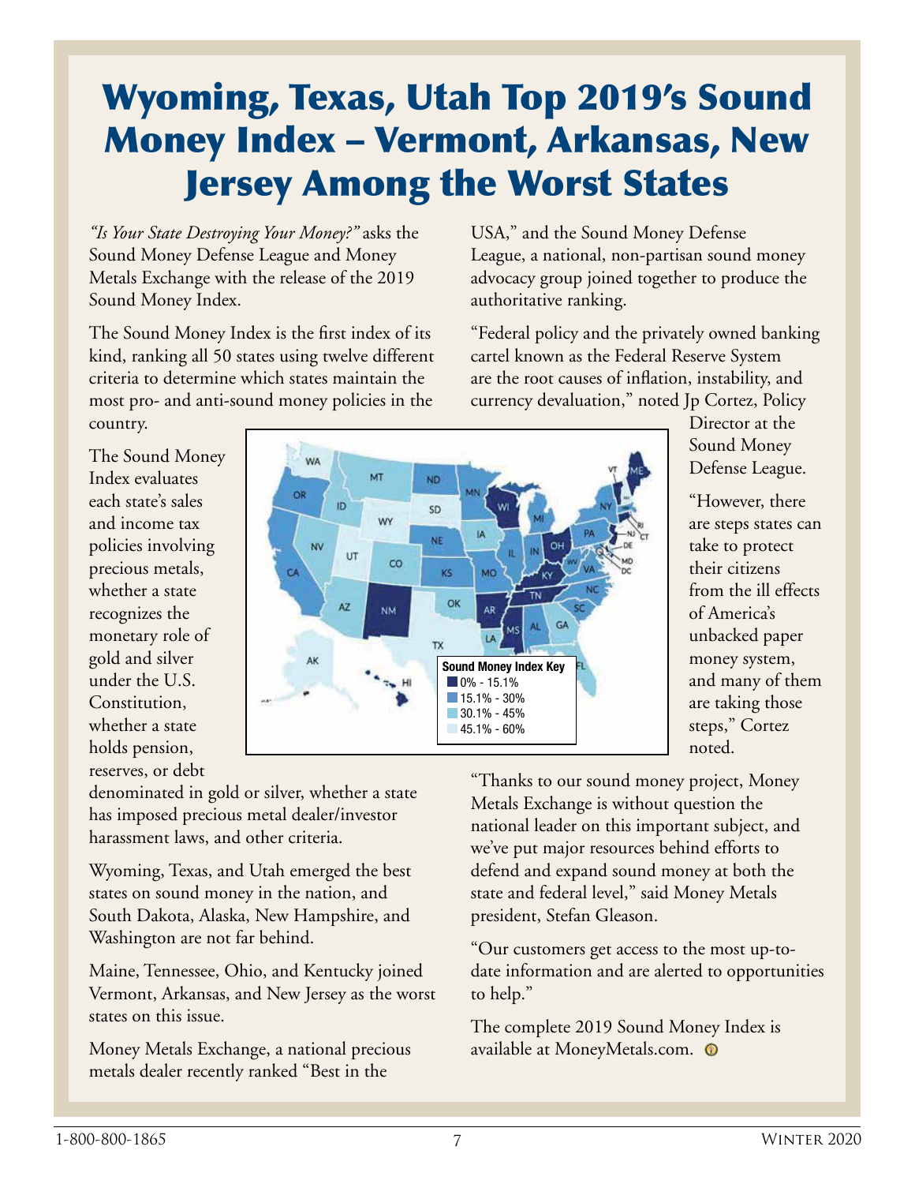# Wyoming, Texas, Utah Top 2019's Sound Money Index – Vermont, Arkansas, New Jersey Among the Worst States

*"Is Your State Destroying Your Money?"* asks the Sound Money Defense League and Money Metals Exchange with the release of the 2019 Sound Money Index.

The Sound Money Index is the first index of its kind, ranking all 50 states using twelve different criteria to determine which states maintain the most pro- and anti-sound money policies in the country.

The Sound Money Index evaluates each state's sales and income tax policies involving precious metals, whether a state recognizes the monetary role of gold and silver under the U.S. Constitution, whether a state holds pension, reserves, or debt denominated in gold or silver, whether a state has imposed precious metal dealer/investor harassment laws, and other criteria.

Sound Money Index Key
- 0% - 15.1%
- 15.1% - 30%
- 30.1% - 45%
- 45.1% - 60%

Wyoming, Texas, and Utah emerged the best states on sound money in the nation, and South Dakota, Alaska, New Hampshire, and Washington are not far behind.

Maine, Tennessee, Ohio, and Kentucky joined Vermont, Arkansas, and New Jersey as the worst states on this issue.

Money Metals Exchange, a national precious metals dealer recently ranked "Best in the USA," and the Sound Money Defense League, a national, non-partisan sound money advocacy group joined together to produce the authoritative ranking.

"Federal policy and the privately owned banking cartel known as the Federal Reserve System are the root causes of inflation, instability, and currency devaluation," noted Jp Cortez, Policy Director at the Sound Money Defense League.

"However, there are steps states can take to protect their citizens from the ill effects of America's unbacked paper money system, and many of them are taking those steps," Cortez noted.

"Thanks to our sound money project, Money Metals Exchange is without question the national leader on this important subject, and we've put major resources behind efforts to defend and expand sound money at both the state and federal level," said Money Metals president, Stefan Gleason.

"Our customers get access to the most up-to-date information and are alerted to opportunities to help."

The complete 2019 Sound Money Index is available at MoneyMetals.com.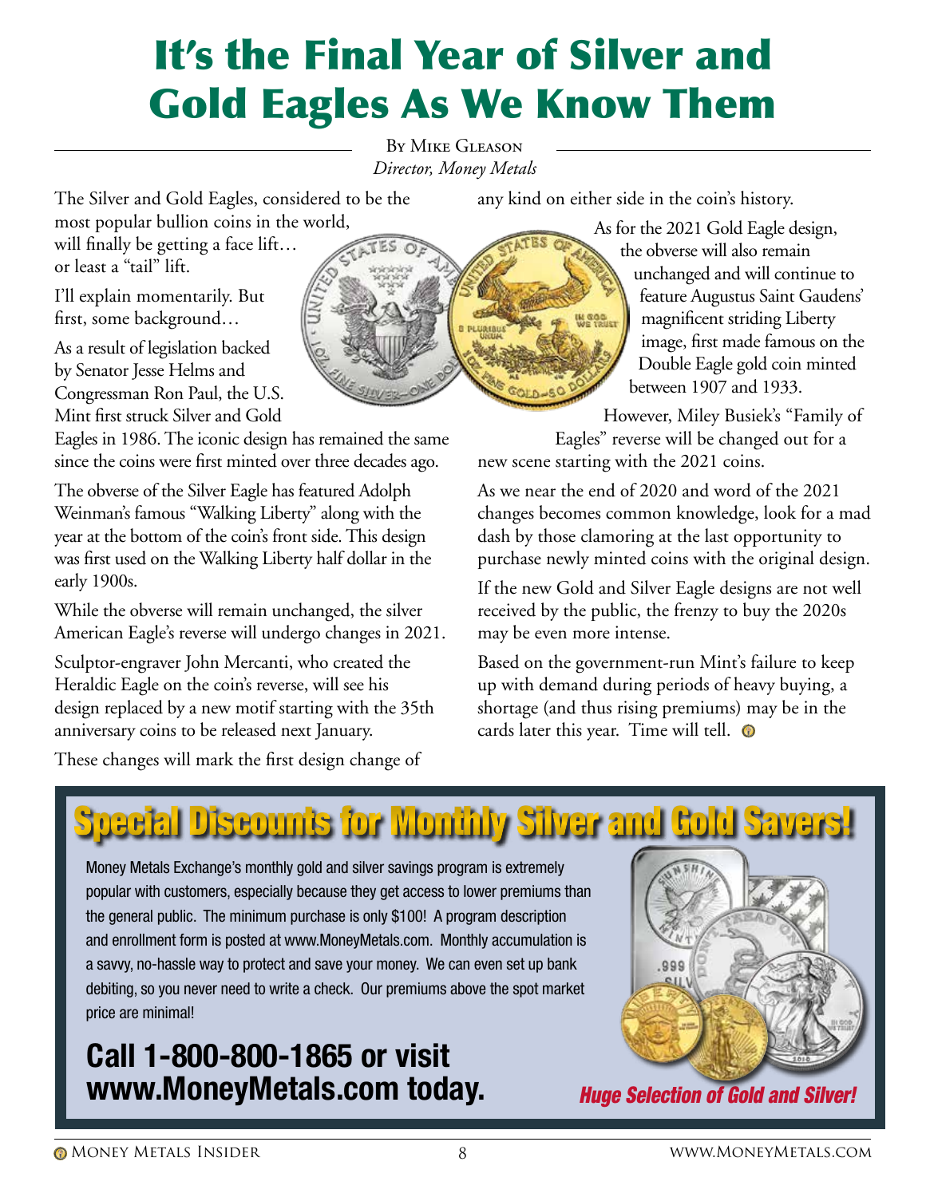# It's the Final Year of Silver and Gold Eagles As We Know Them

By Mike Gleason
*Director, Money Metals*

The Silver and Gold Eagles, considered to be the most popular bullion coins in the world, will finally be getting a face lift… or least a "tail" lift.

I'll explain momentarily. But first, some background…

As a result of legislation backed by Senator Jesse Helms and Congressman Ron Paul, the U.S. Mint first struck Silver and Gold Eagles in 1986. The iconic design has remained the same since the coins were first minted over three decades ago.

The obverse of the Silver Eagle has featured Adolph Weinman's famous "Walking Liberty" along with the year at the bottom of the coin's front side. This design was first used on the Walking Liberty half dollar in the early 1900s.

While the obverse will remain unchanged, the silver American Eagle's reverse will undergo changes in 2021.

Sculptor-engraver John Mercanti, who created the Heraldic Eagle on the coin's reverse, will see his design replaced by a new motif starting with the 35th anniversary coins to be released next January.

These changes will mark the first design change of any kind on either side in the coin's history.

As for the 2021 Gold Eagle design, the obverse will also remain unchanged and will continue to feature Augustus Saint Gaudens' magnificent striding Liberty image, first made famous on the Double Eagle gold coin minted between 1907 and 1933.

However, Miley Busiek's "Family of Eagles" reverse will be changed out for a new scene starting with the 2021 coins.

As we near the end of 2020 and word of the 2021 changes becomes common knowledge, look for a mad dash by those clamoring at the last opportunity to purchase newly minted coins with the original design.

If the new Gold and Silver Eagle designs are not well received by the public, the frenzy to buy the 2020s may be even more intense.

Based on the government-run Mint's failure to keep up with demand during periods of heavy buying, a shortage (and thus rising premiums) may be in the cards later this year. Time will tell.

## Special Discounts for Monthly Silver and Gold Savers!

Money Metals Exchange's monthly gold and silver savings program is extremely popular with customers, especially because they get access to lower premiums than the general public. The minimum purchase is only $100! A program description and enrollment form is posted at www.MoneyMetals.com. Monthly accumulation is a savvy, no-hassle way to protect and save your money. We can even set up bank debiting, so you never need to write a check. Our premiums above the spot market price are minimal!

**Call 1-800-800-1865 or visit www.MoneyMetals.com today.**

***Huge Selection of Gold and Silver!***